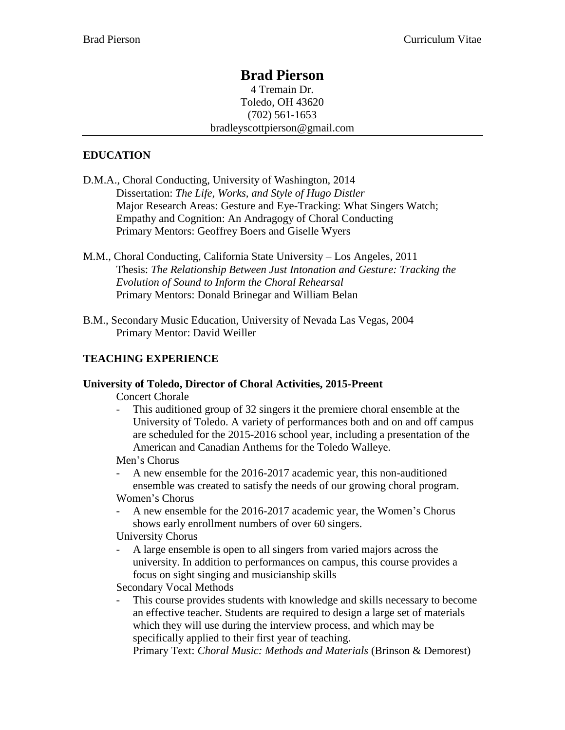# Brad Pierson

4 Tremain Dr.
Toledo, OH 43620
(702) 561-1653
bradleyscottpierson@gmail.com

## EDUCATION

D.M.A., Choral Conducting, University of Washington, 2014
  Dissertation: *The Life, Works, and Style of Hugo Distler*
  Major Research Areas: Gesture and Eye-Tracking: What Singers Watch; Empathy and Cognition: An Andragogy of Choral Conducting
  Primary Mentors: Geoffrey Boers and Giselle Wyers

M.M., Choral Conducting, California State University – Los Angeles, 2011
  Thesis: *The Relationship Between Just Intonation and Gesture: Tracking the Evolution of Sound to Inform the Choral Rehearsal*
  Primary Mentors: Donald Brinegar and William Belan

B.M., Secondary Music Education, University of Nevada Las Vegas, 2004
  Primary Mentor: David Weiller

## TEACHING EXPERIENCE

### University of Toledo, Director of Choral Activities, 2015-Preent

Concert Chorale

- This auditioned group of 32 singers it the premiere choral ensemble at the University of Toledo. A variety of performances both and on and off campus are scheduled for the 2015-2016 school year, including a presentation of the American and Canadian Anthems for the Toledo Walleye.

Men's Chorus

- A new ensemble for the 2016-2017 academic year, this non-auditioned ensemble was created to satisfy the needs of our growing choral program.

Women's Chorus

- A new ensemble for the 2016-2017 academic year, the Women's Chorus shows early enrollment numbers of over 60 singers.

University Chorus

- A large ensemble is open to all singers from varied majors across the university. In addition to performances on campus, this course provides a focus on sight singing and musicianship skills

Secondary Vocal Methods

- This course provides students with knowledge and skills necessary to become an effective teacher. Students are required to design a large set of materials which they will use during the interview process, and which may be specifically applied to their first year of teaching.
  Primary Text: *Choral Music: Methods and Materials* (Brinson & Demorest)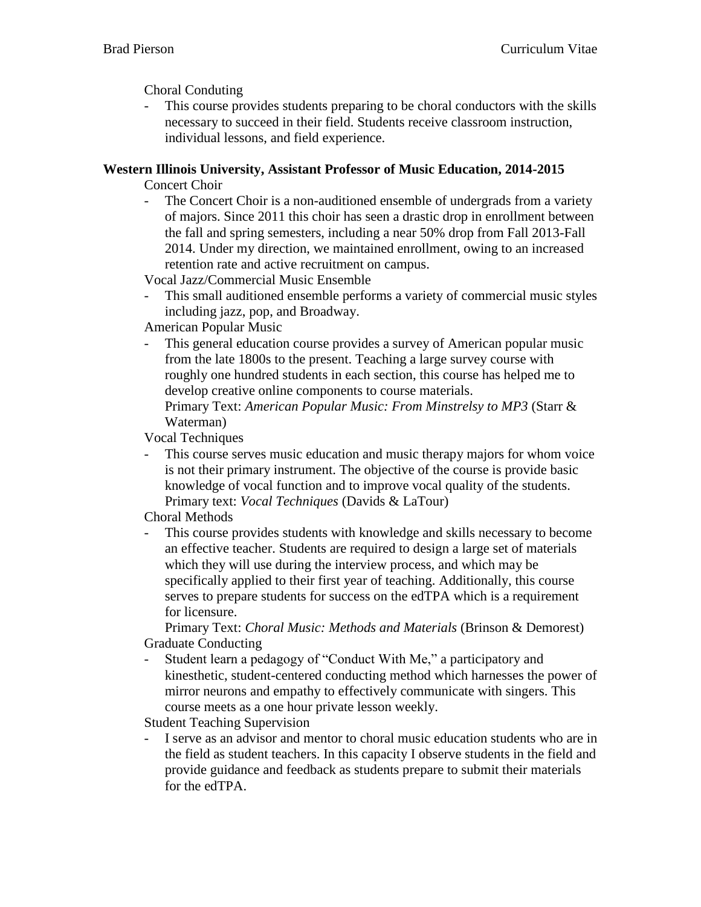Choral Conduting

- This course provides students preparing to be choral conductors with the skills necessary to succeed in their field. Students receive classroom instruction, individual lessons, and field experience.

**Western Illinois University, Assistant Professor of Music Education, 2014-2015**

Concert Choir

- The Concert Choir is a non-auditioned ensemble of undergrads from a variety of majors. Since 2011 this choir has seen a drastic drop in enrollment between the fall and spring semesters, including a near 50% drop from Fall 2013-Fall 2014. Under my direction, we maintained enrollment, owing to an increased retention rate and active recruitment on campus.

Vocal Jazz/Commercial Music Ensemble

- This small auditioned ensemble performs a variety of commercial music styles including jazz, pop, and Broadway.

American Popular Music

- This general education course provides a survey of American popular music from the late 1800s to the present. Teaching a large survey course with roughly one hundred students in each section, this course has helped me to develop creative online components to course materials.
  Primary Text: *American Popular Music: From Minstrelsy to MP3* (Starr & Waterman)

Vocal Techniques

- This course serves music education and music therapy majors for whom voice is not their primary instrument. The objective of the course is provide basic knowledge of vocal function and to improve vocal quality of the students.
  Primary text: *Vocal Techniques* (Davids & LaTour)

Choral Methods

- This course provides students with knowledge and skills necessary to become an effective teacher. Students are required to design a large set of materials which they will use during the interview process, and which may be specifically applied to their first year of teaching. Additionally, this course serves to prepare students for success on the edTPA which is a requirement for licensure.
  Primary Text: *Choral Music: Methods and Materials* (Brinson & Demorest)

Graduate Conducting

- Student learn a pedagogy of "Conduct With Me," a participatory and kinesthetic, student-centered conducting method which harnesses the power of mirror neurons and empathy to effectively communicate with singers. This course meets as a one hour private lesson weekly.

Student Teaching Supervision

- I serve as an advisor and mentor to choral music education students who are in the field as student teachers. In this capacity I observe students in the field and provide guidance and feedback as students prepare to submit their materials for the edTPA.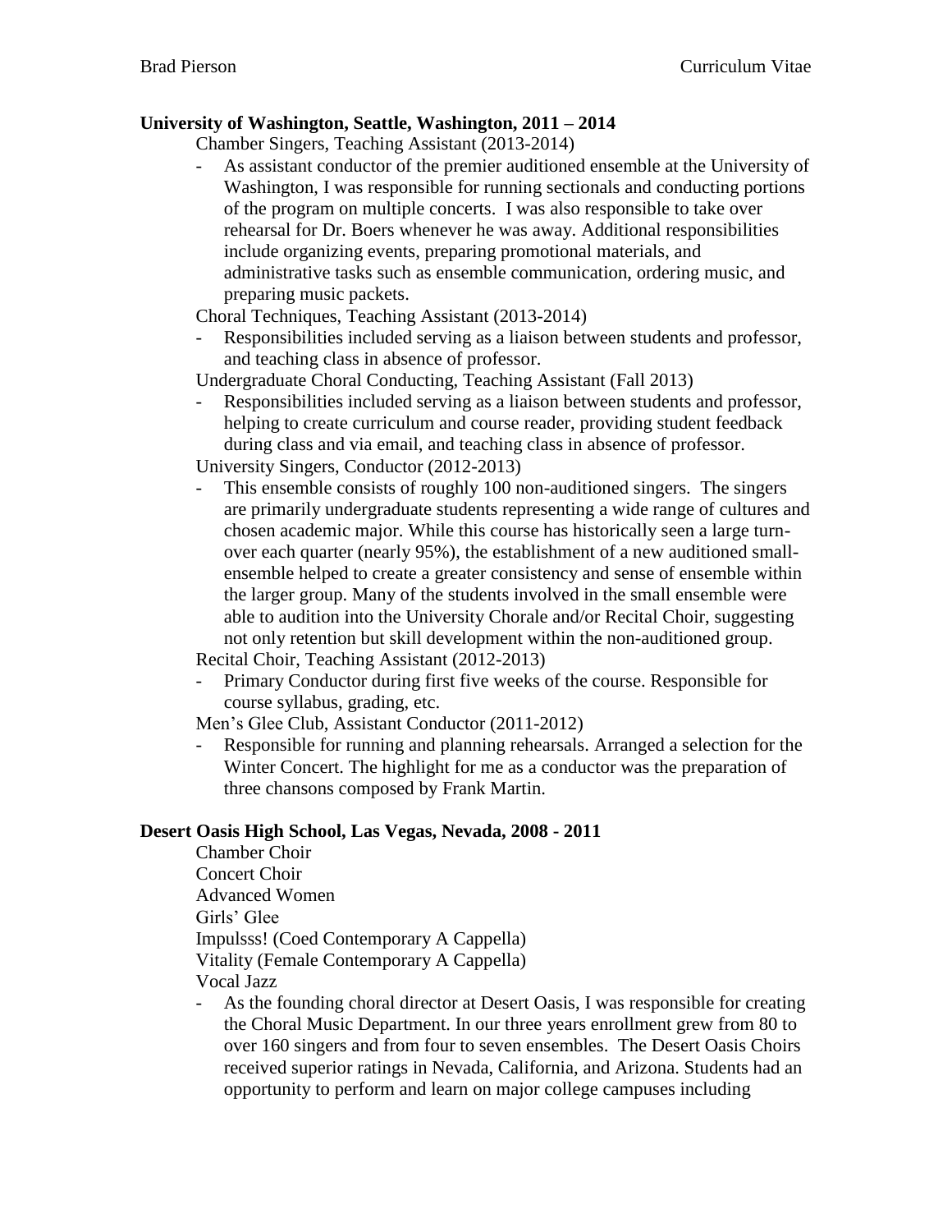**University of Washington, Seattle, Washington, 2011 – 2014**

Chamber Singers, Teaching Assistant (2013-2014)

- As assistant conductor of the premier auditioned ensemble at the University of Washington, I was responsible for running sectionals and conducting portions of the program on multiple concerts. I was also responsible to take over rehearsal for Dr. Boers whenever he was away. Additional responsibilities include organizing events, preparing promotional materials, and administrative tasks such as ensemble communication, ordering music, and preparing music packets.

Choral Techniques, Teaching Assistant (2013-2014)

- Responsibilities included serving as a liaison between students and professor, and teaching class in absence of professor.

Undergraduate Choral Conducting, Teaching Assistant (Fall 2013)

- Responsibilities included serving as a liaison between students and professor, helping to create curriculum and course reader, providing student feedback during class and via email, and teaching class in absence of professor.

University Singers, Conductor (2012-2013)

- This ensemble consists of roughly 100 non-auditioned singers. The singers are primarily undergraduate students representing a wide range of cultures and chosen academic major. While this course has historically seen a large turn-over each quarter (nearly 95%), the establishment of a new auditioned small-ensemble helped to create a greater consistency and sense of ensemble within the larger group. Many of the students involved in the small ensemble were able to audition into the University Chorale and/or Recital Choir, suggesting not only retention but skill development within the non-auditioned group.

Recital Choir, Teaching Assistant (2012-2013)

- Primary Conductor during first five weeks of the course. Responsible for course syllabus, grading, etc.

Men's Glee Club, Assistant Conductor (2011-2012)

- Responsible for running and planning rehearsals. Arranged a selection for the Winter Concert. The highlight for me as a conductor was the preparation of three chansons composed by Frank Martin.

**Desert Oasis High School, Las Vegas, Nevada, 2008 - 2011**

Chamber Choir
Concert Choir
Advanced Women
Girls' Glee
Impulsss! (Coed Contemporary A Cappella)
Vitality (Female Contemporary A Cappella)
Vocal Jazz

- As the founding choral director at Desert Oasis, I was responsible for creating the Choral Music Department. In our three years enrollment grew from 80 to over 160 singers and from four to seven ensembles. The Desert Oasis Choirs received superior ratings in Nevada, California, and Arizona. Students had an opportunity to perform and learn on major college campuses including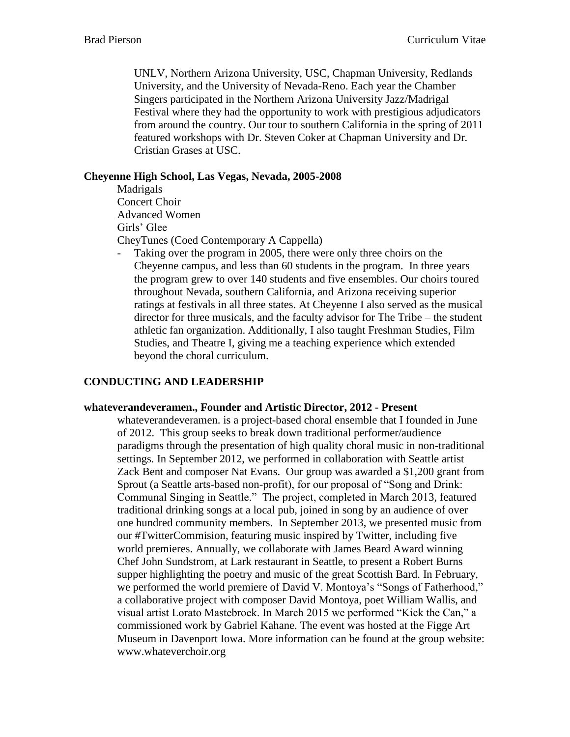UNLV, Northern Arizona University, USC, Chapman University, Redlands University, and the University of Nevada-Reno. Each year the Chamber Singers participated in the Northern Arizona University Jazz/Madrigal Festival where they had the opportunity to work with prestigious adjudicators from around the country. Our tour to southern California in the spring of 2011 featured workshops with Dr. Steven Coker at Chapman University and Dr. Cristian Grases at USC.

**Cheyenne High School, Las Vegas, Nevada, 2005-2008**

Madrigals
Concert Choir
Advanced Women
Girls' Glee
CheyTunes (Coed Contemporary A Cappella)

- Taking over the program in 2005, there were only three choirs on the Cheyenne campus, and less than 60 students in the program. In three years the program grew to over 140 students and five ensembles. Our choirs toured throughout Nevada, southern California, and Arizona receiving superior ratings at festivals in all three states. At Cheyenne I also served as the musical director for three musicals, and the faculty advisor for The Tribe – the student athletic fan organization. Additionally, I also taught Freshman Studies, Film Studies, and Theatre I, giving me a teaching experience which extended beyond the choral curriculum.

## CONDUCTING AND LEADERSHIP

**whateverandeveramen., Founder and Artistic Director, 2012 - Present**

whateverandeveramen. is a project-based choral ensemble that I founded in June of 2012. This group seeks to break down traditional performer/audience paradigms through the presentation of high quality choral music in non-traditional settings. In September 2012, we performed in collaboration with Seattle artist Zack Bent and composer Nat Evans. Our group was awarded a $1,200 grant from Sprout (a Seattle arts-based non-profit), for our proposal of "Song and Drink: Communal Singing in Seattle." The project, completed in March 2013, featured traditional drinking songs at a local pub, joined in song by an audience of over one hundred community members. In September 2013, we presented music from our #TwitterCommision, featuring music inspired by Twitter, including five world premieres. Annually, we collaborate with James Beard Award winning Chef John Sundstrom, at Lark restaurant in Seattle, to present a Robert Burns supper highlighting the poetry and music of the great Scottish Bard. In February, we performed the world premiere of David V. Montoya's "Songs of Fatherhood," a collaborative project with composer David Montoya, poet William Wallis, and visual artist Lorato Mastebroek. In March 2015 we performed "Kick the Can," a commissioned work by Gabriel Kahane. The event was hosted at the Figge Art Museum in Davenport Iowa. More information can be found at the group website: www.whateverchoir.org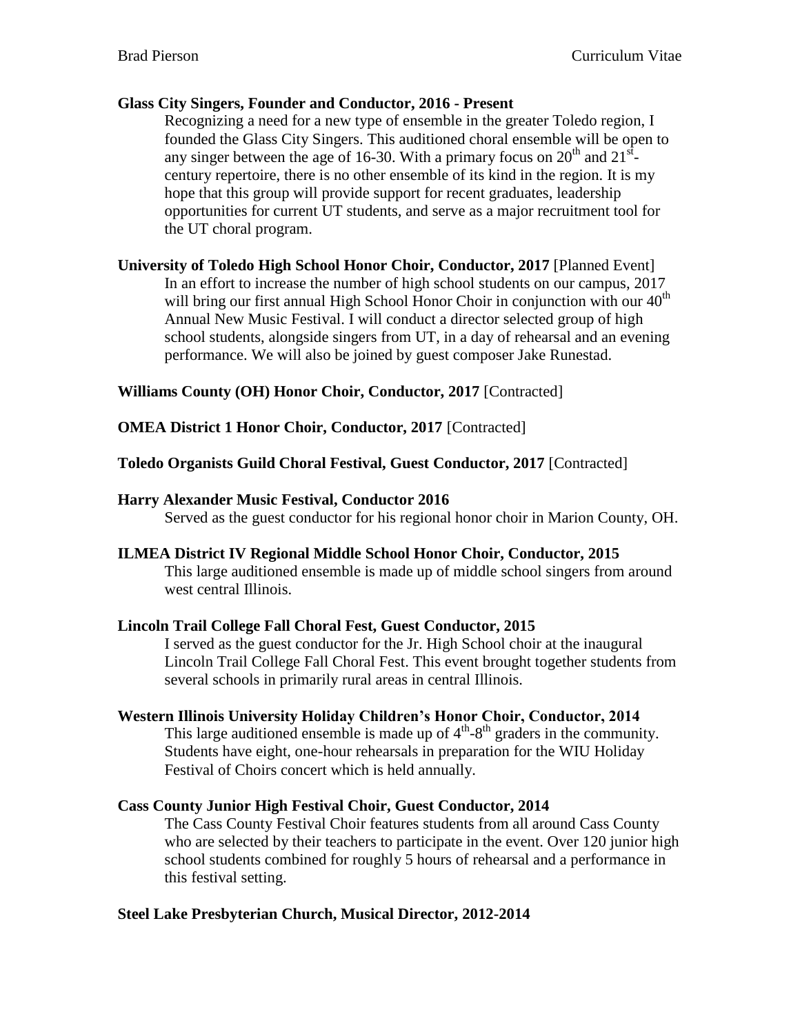**Glass City Singers, Founder and Conductor, 2016 - Present**

Recognizing a need for a new type of ensemble in the greater Toledo region, I founded the Glass City Singers. This auditioned choral ensemble will be open to any singer between the age of 16-30. With a primary focus on 20th and 21st-century repertoire, there is no other ensemble of its kind in the region. It is my hope that this group will provide support for recent graduates, leadership opportunities for current UT students, and serve as a major recruitment tool for the UT choral program.

**University of Toledo High School Honor Choir, Conductor, 2017** [Planned Event]

In an effort to increase the number of high school students on our campus, 2017 will bring our first annual High School Honor Choir in conjunction with our 40th Annual New Music Festival. I will conduct a director selected group of high school students, alongside singers from UT, in a day of rehearsal and an evening performance. We will also be joined by guest composer Jake Runestad.

**Williams County (OH) Honor Choir, Conductor, 2017** [Contracted]

**OMEA District 1 Honor Choir, Conductor, 2017** [Contracted]

**Toledo Organists Guild Choral Festival, Guest Conductor, 2017** [Contracted]

**Harry Alexander Music Festival, Conductor 2016**

Served as the guest conductor for his regional honor choir in Marion County, OH.

**ILMEA District IV Regional Middle School Honor Choir, Conductor, 2015**

This large auditioned ensemble is made up of middle school singers from around west central Illinois.

**Lincoln Trail College Fall Choral Fest, Guest Conductor, 2015**

I served as the guest conductor for the Jr. High School choir at the inaugural Lincoln Trail College Fall Choral Fest. This event brought together students from several schools in primarily rural areas in central Illinois.

**Western Illinois University Holiday Children's Honor Choir, Conductor, 2014**

This large auditioned ensemble is made up of 4th-8th graders in the community. Students have eight, one-hour rehearsals in preparation for the WIU Holiday Festival of Choirs concert which is held annually.

**Cass County Junior High Festival Choir, Guest Conductor, 2014**

The Cass County Festival Choir features students from all around Cass County who are selected by their teachers to participate in the event. Over 120 junior high school students combined for roughly 5 hours of rehearsal and a performance in this festival setting.

**Steel Lake Presbyterian Church, Musical Director, 2012-2014**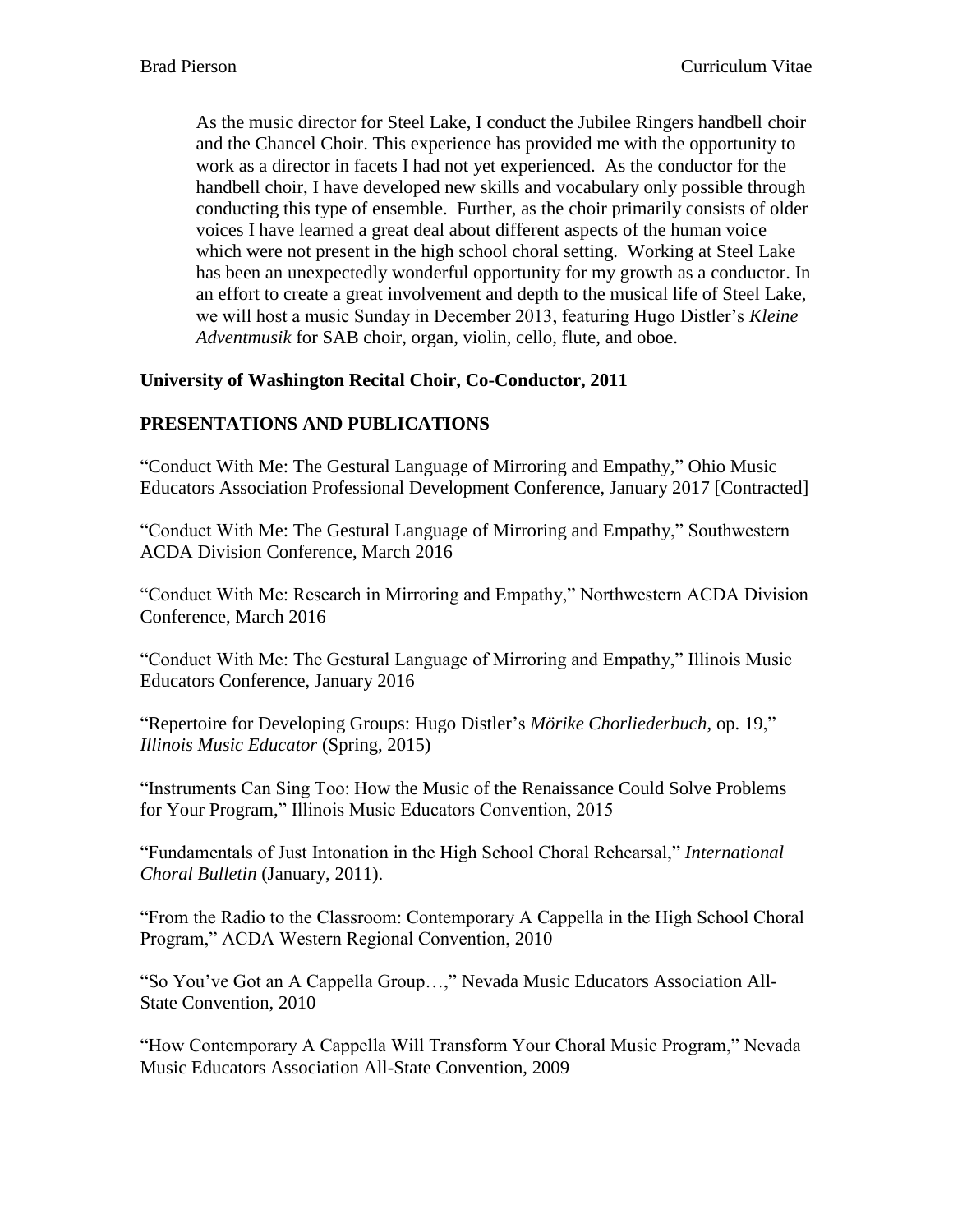As the music director for Steel Lake, I conduct the Jubilee Ringers handbell choir and the Chancel Choir. This experience has provided me with the opportunity to work as a director in facets I had not yet experienced. As the conductor for the handbell choir, I have developed new skills and vocabulary only possible through conducting this type of ensemble. Further, as the choir primarily consists of older voices I have learned a great deal about different aspects of the human voice which were not present in the high school choral setting. Working at Steel Lake has been an unexpectedly wonderful opportunity for my growth as a conductor. In an effort to create a great involvement and depth to the musical life of Steel Lake, we will host a music Sunday in December 2013, featuring Hugo Distler's *Kleine Adventmusik* for SAB choir, organ, violin, cello, flute, and oboe.

**University of Washington Recital Choir, Co-Conductor, 2011**

## PRESENTATIONS AND PUBLICATIONS

"Conduct With Me: The Gestural Language of Mirroring and Empathy," Ohio Music Educators Association Professional Development Conference, January 2017 [Contracted]

"Conduct With Me: The Gestural Language of Mirroring and Empathy," Southwestern ACDA Division Conference, March 2016

"Conduct With Me: Research in Mirroring and Empathy," Northwestern ACDA Division Conference, March 2016

"Conduct With Me: The Gestural Language of Mirroring and Empathy," Illinois Music Educators Conference, January 2016

"Repertoire for Developing Groups: Hugo Distler's *Mörike Chorliederbuch*, op. 19," *Illinois Music Educator* (Spring, 2015)

"Instruments Can Sing Too: How the Music of the Renaissance Could Solve Problems for Your Program," Illinois Music Educators Convention, 2015

"Fundamentals of Just Intonation in the High School Choral Rehearsal," *International Choral Bulletin* (January, 2011).

"From the Radio to the Classroom: Contemporary A Cappella in the High School Choral Program," ACDA Western Regional Convention, 2010

"So You've Got an A Cappella Group…," Nevada Music Educators Association All-State Convention, 2010

"How Contemporary A Cappella Will Transform Your Choral Music Program," Nevada Music Educators Association All-State Convention, 2009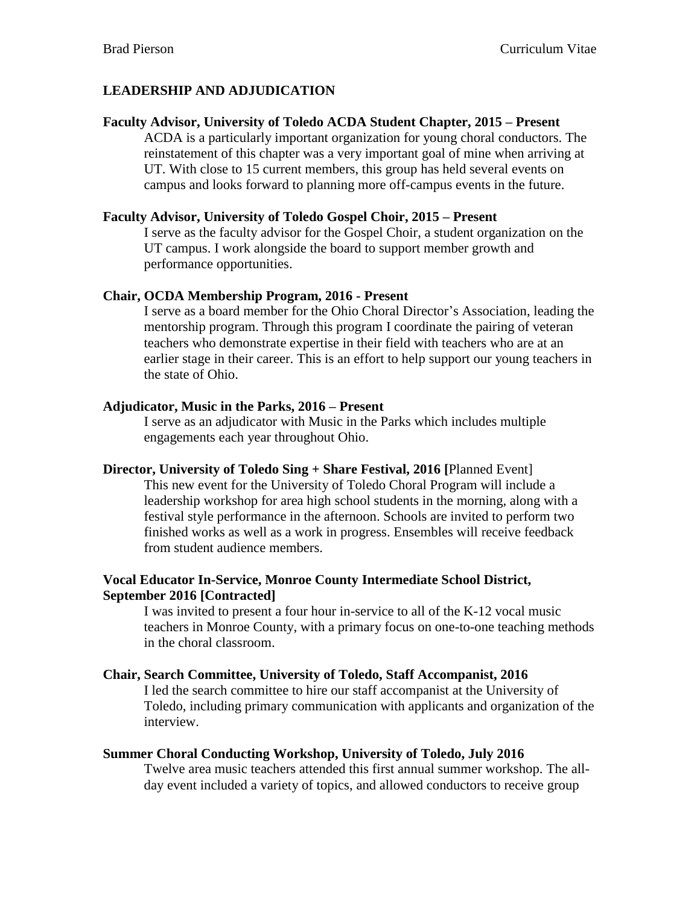## LEADERSHIP AND ADJUDICATION

**Faculty Advisor, University of Toledo ACDA Student Chapter, 2015 – Present**

ACDA is a particularly important organization for young choral conductors. The reinstatement of this chapter was a very important goal of mine when arriving at UT. With close to 15 current members, this group has held several events on campus and looks forward to planning more off-campus events in the future.

**Faculty Advisor, University of Toledo Gospel Choir, 2015 – Present**

I serve as the faculty advisor for the Gospel Choir, a student organization on the UT campus. I work alongside the board to support member growth and performance opportunities.

**Chair, OCDA Membership Program, 2016 - Present**

I serve as a board member for the Ohio Choral Director's Association, leading the mentorship program. Through this program I coordinate the pairing of veteran teachers who demonstrate expertise in their field with teachers who are at an earlier stage in their career. This is an effort to help support our young teachers in the state of Ohio.

**Adjudicator, Music in the Parks, 2016 – Present**

I serve as an adjudicator with Music in the Parks which includes multiple engagements each year throughout Ohio.

**Director, University of Toledo Sing + Share Festival, 2016 [**Planned Event]

This new event for the University of Toledo Choral Program will include a leadership workshop for area high school students in the morning, along with a festival style performance in the afternoon. Schools are invited to perform two finished works as well as a work in progress. Ensembles will receive feedback from student audience members.

**Vocal Educator In-Service, Monroe County Intermediate School District, September 2016 [Contracted]**

I was invited to present a four hour in-service to all of the K-12 vocal music teachers in Monroe County, with a primary focus on one-to-one teaching methods in the choral classroom.

**Chair, Search Committee, University of Toledo, Staff Accompanist, 2016**

I led the search committee to hire our staff accompanist at the University of Toledo, including primary communication with applicants and organization of the interview.

**Summer Choral Conducting Workshop, University of Toledo, July 2016**

Twelve area music teachers attended this first annual summer workshop. The all-day event included a variety of topics, and allowed conductors to receive group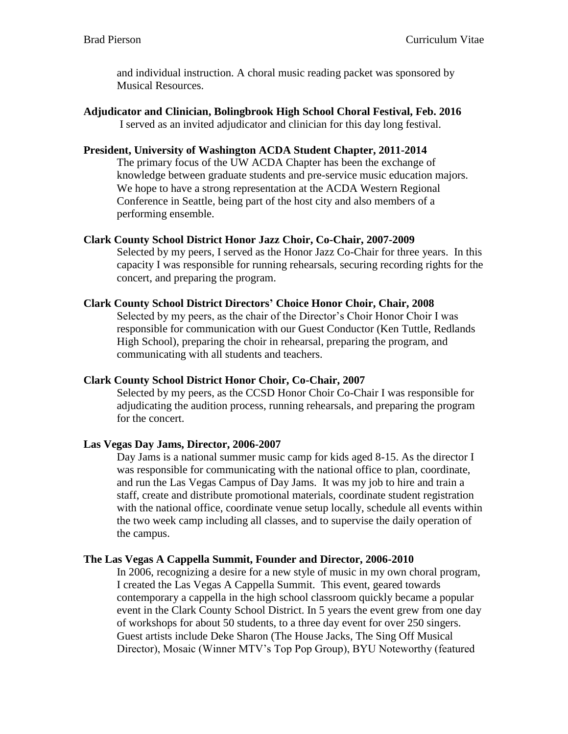and individual instruction. A choral music reading packet was sponsored by Musical Resources.

**Adjudicator and Clinician, Bolingbrook High School Choral Festival, Feb. 2016**

I served as an invited adjudicator and clinician for this day long festival.

**President, University of Washington ACDA Student Chapter, 2011-2014**

The primary focus of the UW ACDA Chapter has been the exchange of knowledge between graduate students and pre-service music education majors. We hope to have a strong representation at the ACDA Western Regional Conference in Seattle, being part of the host city and also members of a performing ensemble.

**Clark County School District Honor Jazz Choir, Co-Chair, 2007-2009**

Selected by my peers, I served as the Honor Jazz Co-Chair for three years. In this capacity I was responsible for running rehearsals, securing recording rights for the concert, and preparing the program.

**Clark County School District Directors' Choice Honor Choir, Chair, 2008**

Selected by my peers, as the chair of the Director's Choir Honor Choir I was responsible for communication with our Guest Conductor (Ken Tuttle, Redlands High School), preparing the choir in rehearsal, preparing the program, and communicating with all students and teachers.

**Clark County School District Honor Choir, Co-Chair, 2007**

Selected by my peers, as the CCSD Honor Choir Co-Chair I was responsible for adjudicating the audition process, running rehearsals, and preparing the program for the concert.

**Las Vegas Day Jams, Director, 2006-2007**

Day Jams is a national summer music camp for kids aged 8-15. As the director I was responsible for communicating with the national office to plan, coordinate, and run the Las Vegas Campus of Day Jams. It was my job to hire and train a staff, create and distribute promotional materials, coordinate student registration with the national office, coordinate venue setup locally, schedule all events within the two week camp including all classes, and to supervise the daily operation of the campus.

**The Las Vegas A Cappella Summit, Founder and Director, 2006-2010**

In 2006, recognizing a desire for a new style of music in my own choral program, I created the Las Vegas A Cappella Summit. This event, geared towards contemporary a cappella in the high school classroom quickly became a popular event in the Clark County School District. In 5 years the event grew from one day of workshops for about 50 students, to a three day event for over 250 singers. Guest artists include Deke Sharon (The House Jacks, The Sing Off Musical Director), Mosaic (Winner MTV's Top Pop Group), BYU Noteworthy (featured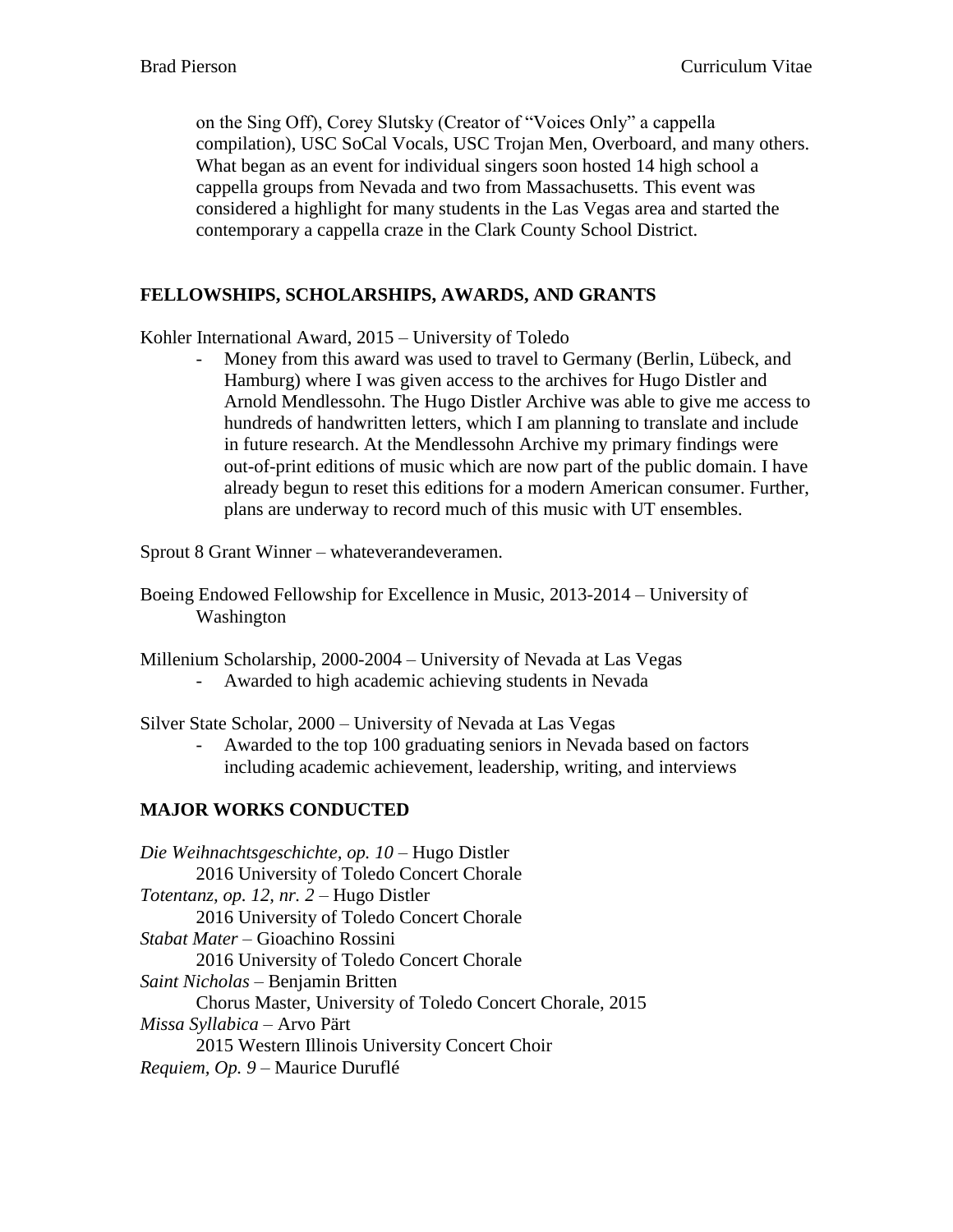on the Sing Off), Corey Slutsky (Creator of "Voices Only" a cappella compilation), USC SoCal Vocals, USC Trojan Men, Overboard, and many others. What began as an event for individual singers soon hosted 14 high school a cappella groups from Nevada and two from Massachusetts. This event was considered a highlight for many students in the Las Vegas area and started the contemporary a cappella craze in the Clark County School District.

## FELLOWSHIPS, SCHOLARSHIPS, AWARDS, AND GRANTS

Kohler International Award, 2015 – University of Toledo

- Money from this award was used to travel to Germany (Berlin, Lübeck, and Hamburg) where I was given access to the archives for Hugo Distler and Arnold Mendlessohn. The Hugo Distler Archive was able to give me access to hundreds of handwritten letters, which I am planning to translate and include in future research. At the Mendlessohn Archive my primary findings were out-of-print editions of music which are now part of the public domain. I have already begun to reset this editions for a modern American consumer. Further, plans are underway to record much of this music with UT ensembles.

Sprout 8 Grant Winner – whateverandeveramen.

Boeing Endowed Fellowship for Excellence in Music, 2013-2014 – University of Washington

Millenium Scholarship, 2000-2004 – University of Nevada at Las Vegas

- Awarded to high academic achieving students in Nevada

Silver State Scholar, 2000 – University of Nevada at Las Vegas

- Awarded to the top 100 graduating seniors in Nevada based on factors including academic achievement, leadership, writing, and interviews

## MAJOR WORKS CONDUCTED

*Die Weihnachtsgeschichte, op. 10* – Hugo Distler
    2016 University of Toledo Concert Chorale

*Totentanz, op. 12, nr. 2* – Hugo Distler
    2016 University of Toledo Concert Chorale

*Stabat Mater* – Gioachino Rossini
    2016 University of Toledo Concert Chorale

*Saint Nicholas* – Benjamin Britten
    Chorus Master, University of Toledo Concert Chorale, 2015

*Missa Syllabica* – Arvo Pärt
    2015 Western Illinois University Concert Choir

*Requiem, Op. 9* – Maurice Duruflé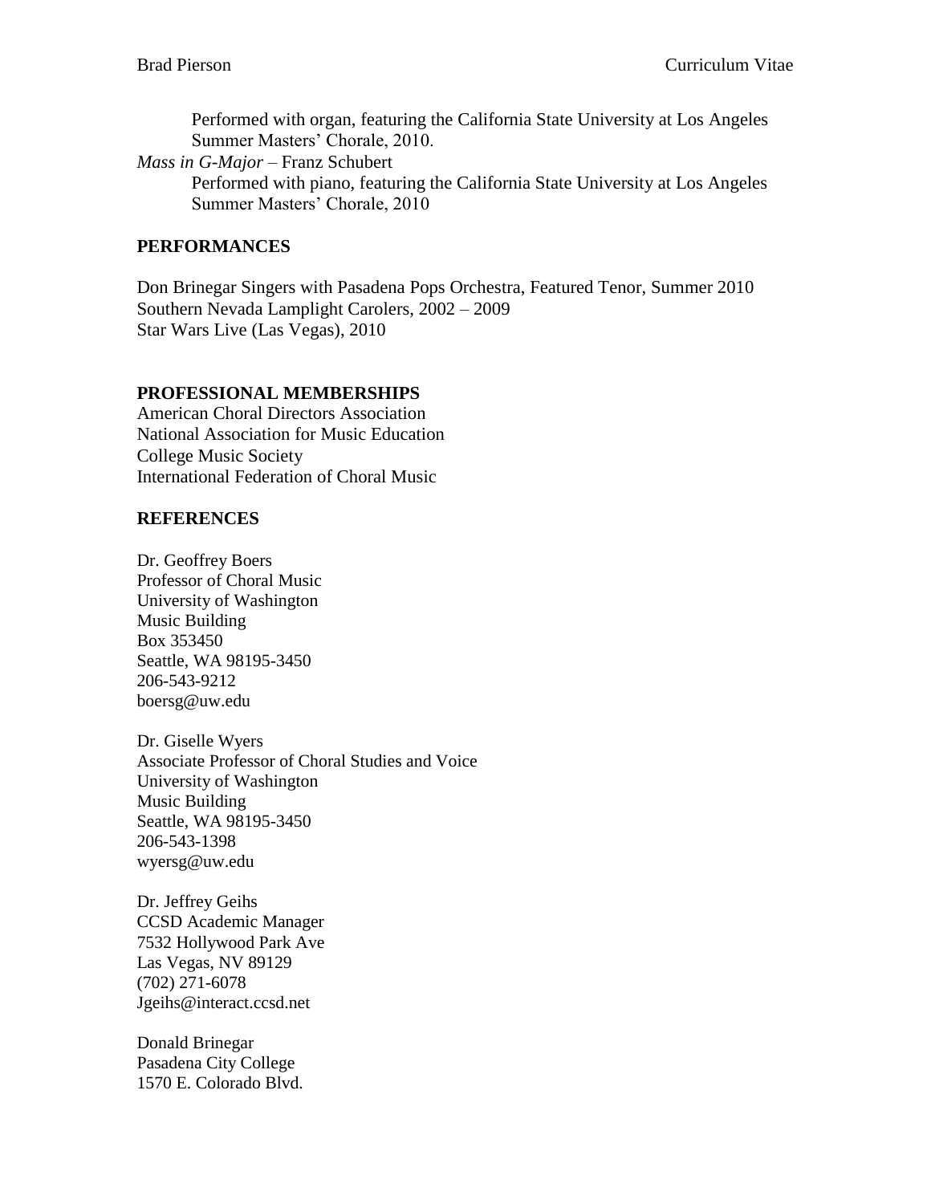Performed with organ, featuring the California State University at Los Angeles Summer Masters' Chorale, 2010.

*Mass in G-Major* – Franz Schubert

Performed with piano, featuring the California State University at Los Angeles Summer Masters' Chorale, 2010

## PERFORMANCES

Don Brinegar Singers with Pasadena Pops Orchestra, Featured Tenor, Summer 2010
Southern Nevada Lamplight Carolers, 2002 – 2009
Star Wars Live (Las Vegas), 2010

## PROFESSIONAL MEMBERSHIPS

American Choral Directors Association
National Association for Music Education
College Music Society
International Federation of Choral Music

## REFERENCES

Dr. Geoffrey Boers
Professor of Choral Music
University of Washington
Music Building
Box 353450
Seattle, WA 98195-3450
206-543-9212
boersg@uw.edu

Dr. Giselle Wyers
Associate Professor of Choral Studies and Voice
University of Washington
Music Building
Seattle, WA 98195-3450
206-543-1398
wyersg@uw.edu

Dr. Jeffrey Geihs
CCSD Academic Manager
7532 Hollywood Park Ave
Las Vegas, NV 89129
(702) 271-6078
Jgeihs@interact.ccsd.net

Donald Brinegar
Pasadena City College
1570 E. Colorado Blvd.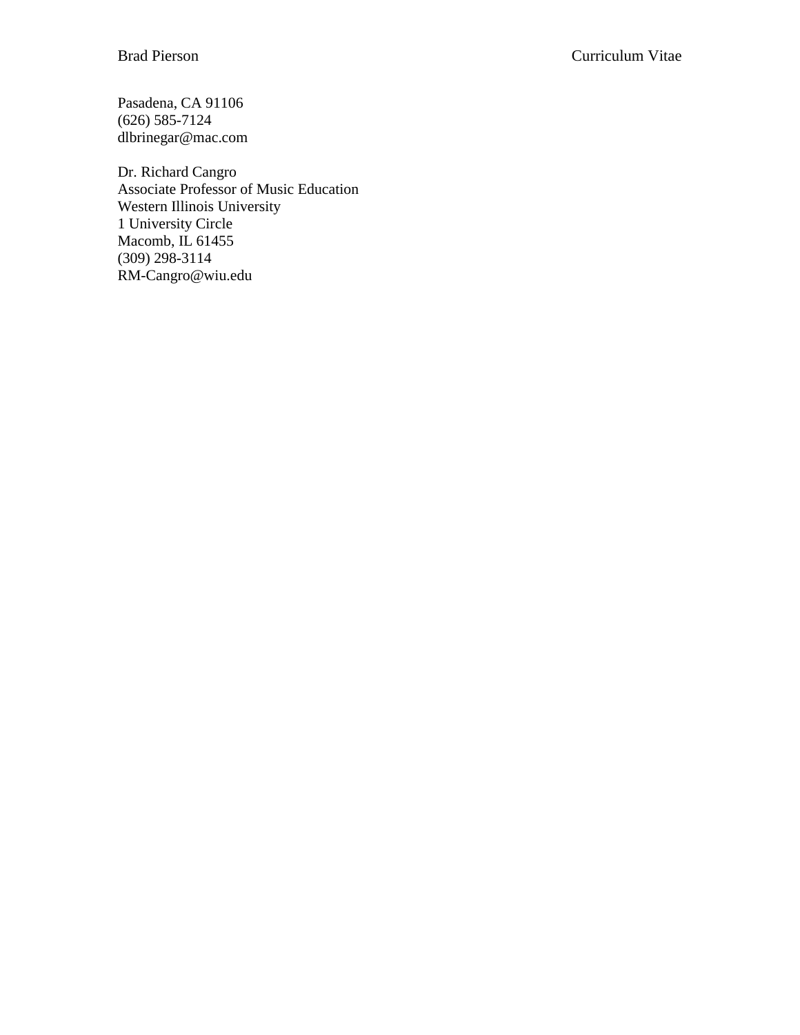Pasadena, CA 91106
(626) 585-7124
dlbrinegar@mac.com

Dr. Richard Cangro
Associate Professor of Music Education
Western Illinois University
1 University Circle
Macomb, IL 61455
(309) 298-3114
RM-Cangro@wiu.edu